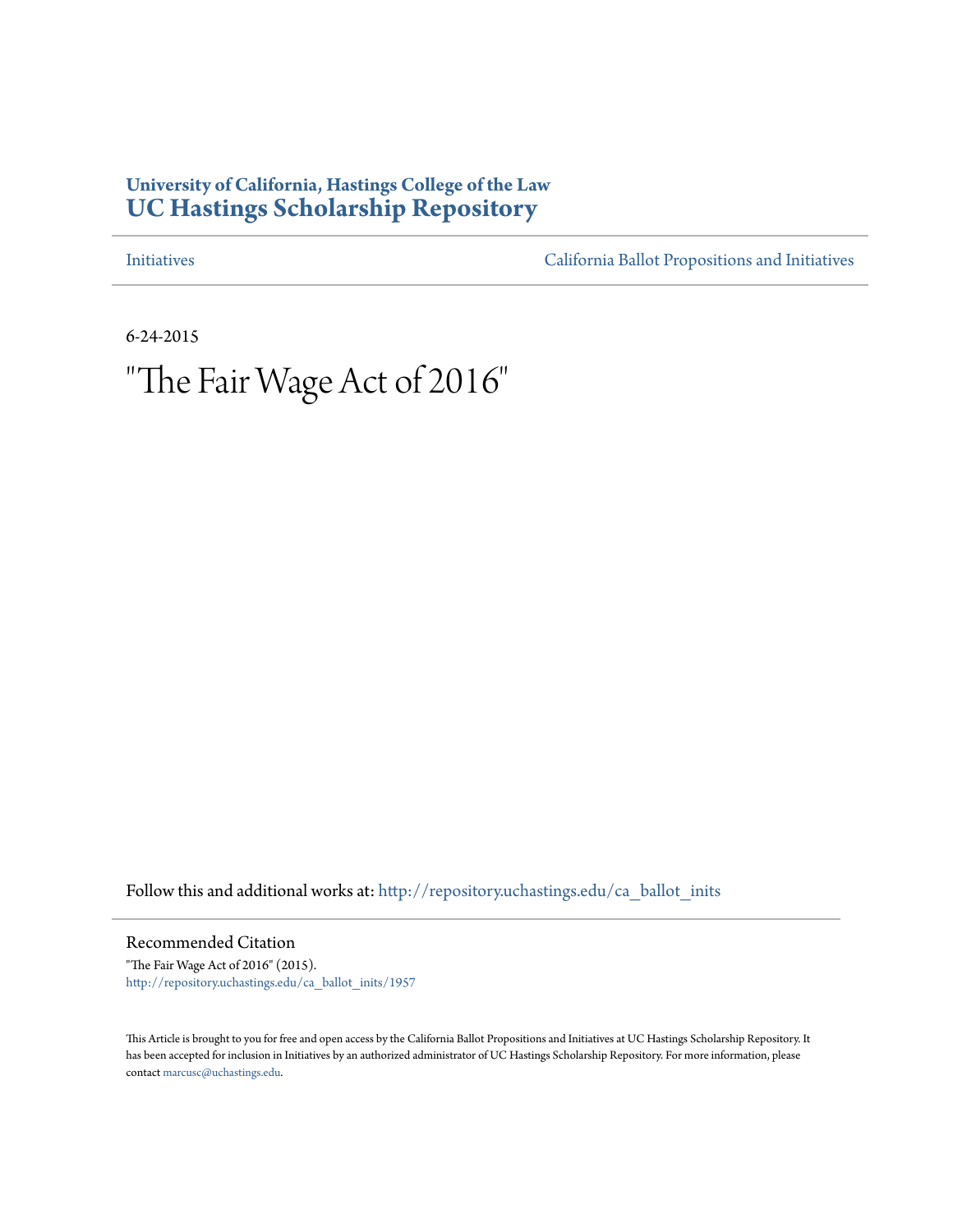**University of California, Hastings College of the Law**
**UC Hastings Scholarship Repository**

Initiatives | California Ballot Propositions and Initiatives

6-24-2015

# "The Fair Wage Act of 2016"

Follow this and additional works at: http://repository.uchastings.edu/ca_ballot_inits

## Recommended Citation

"The Fair Wage Act of 2016" (2015).
http://repository.uchastings.edu/ca_ballot_inits/1957

This Article is brought to you for free and open access by the California Ballot Propositions and Initiatives at UC Hastings Scholarship Repository. It has been accepted for inclusion in Initiatives by an authorized administrator of UC Hastings Scholarship Repository. For more information, please contact marcusc@uchastings.edu.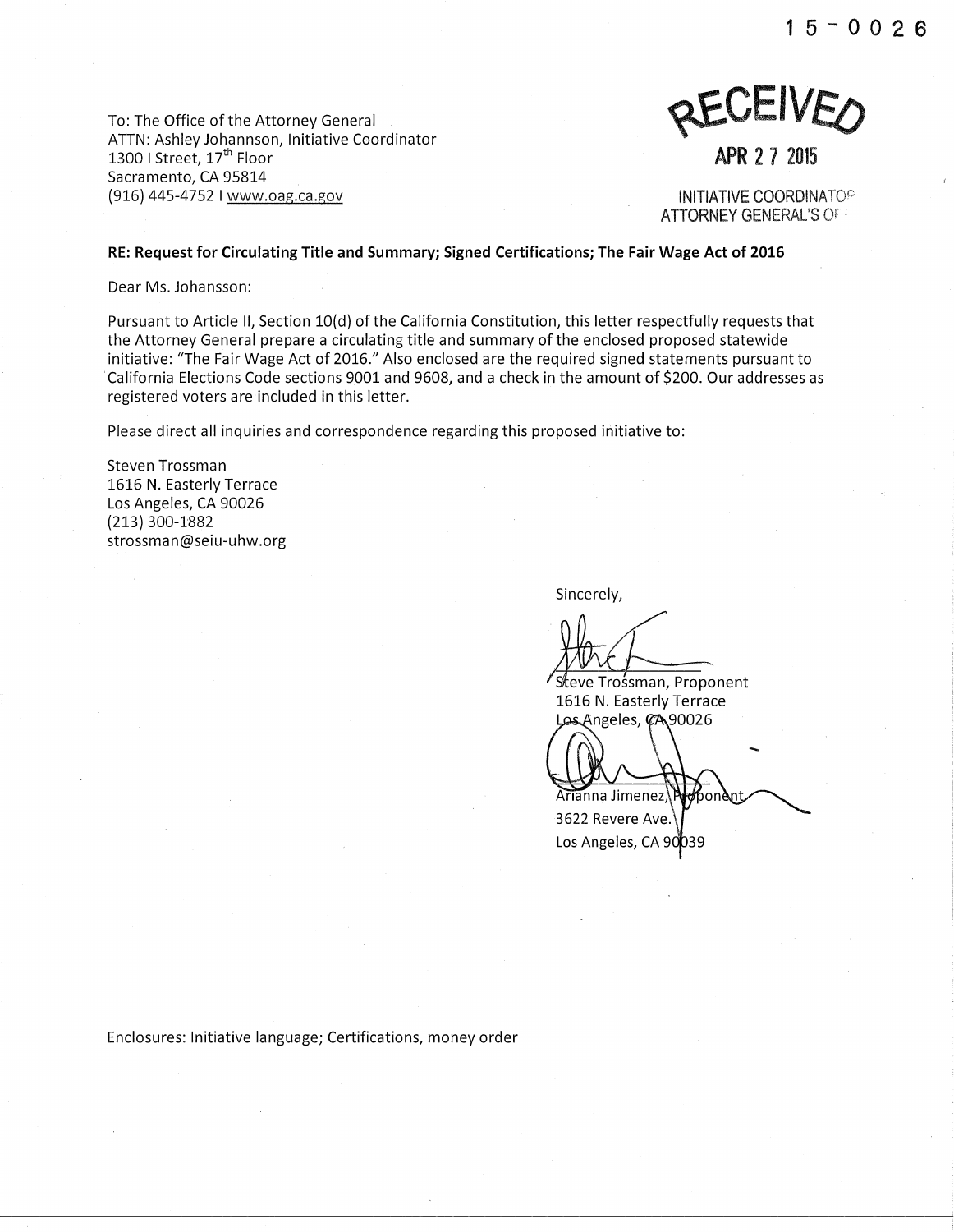15-0026

To: The Office of the Attorney General
ATTN: Ashley Johannson, Initiative Coordinator
1300 I Street, 17th Floor
Sacramento, CA 95814
(916) 445-4752 I www.oag.ca.gov

RECEIVED

APR 27 2015

INITIATIVE COORDINATOR
ATTORNEY GENERAL'S OFFICE

**RE: Request for Circulating Title and Summary; Signed Certifications; The Fair Wage Act of 2016**

Dear Ms. Johansson:

Pursuant to Article II, Section 10(d) of the California Constitution, this letter respectfully requests that the Attorney General prepare a circulating title and summary of the enclosed proposed statewide initiative: "The Fair Wage Act of 2016." Also enclosed are the required signed statements pursuant to California Elections Code sections 9001 and 9608, and a check in the amount of $200. Our addresses as registered voters are included in this letter.

Please direct all inquiries and correspondence regarding this proposed initiative to:

Steven Trossman
1616 N. Easterly Terrace
Los Angeles, CA 90026
(213) 300-1882
strossman@seiu-uhw.org

Sincerely,

Steve Trossman, Proponent
1616 N. Easterly Terrace
Los Angeles, CA 90026

Arianna Jimenez, Proponent
3622 Revere Ave.
Los Angeles, CA 90039

Enclosures: Initiative language; Certifications, money order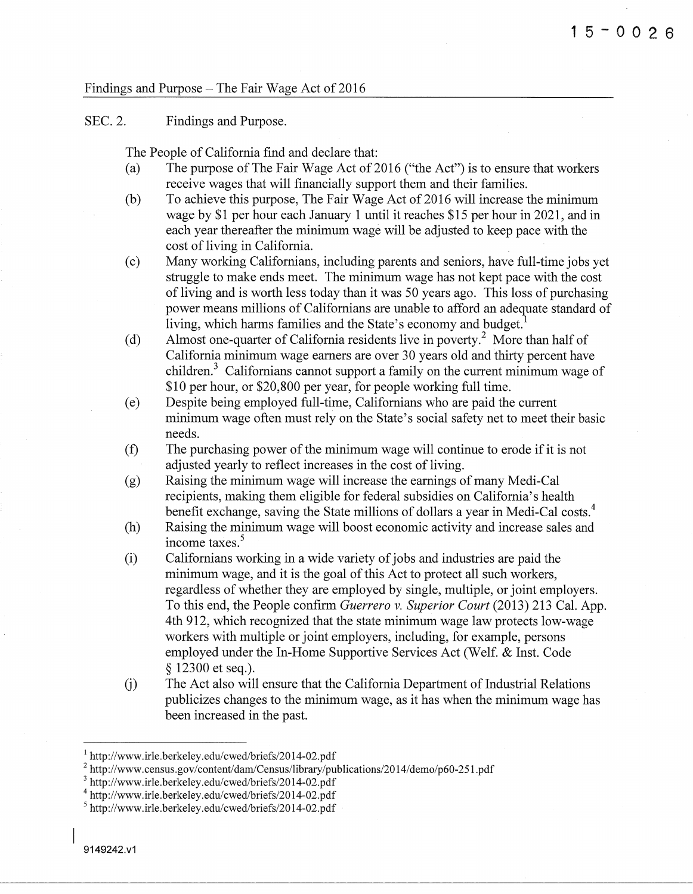15-0026

Findings and Purpose – The Fair Wage Act of 2016

SEC. 2. Findings and Purpose.

The People of California find and declare that:

(a) The purpose of The Fair Wage Act of 2016 ("the Act") is to ensure that workers receive wages that will financially support them and their families.

(b) To achieve this purpose, The Fair Wage Act of 2016 will increase the minimum wage by $1 per hour each January 1 until it reaches $15 per hour in 2021, and in each year thereafter the minimum wage will be adjusted to keep pace with the cost of living in California.

(c) Many working Californians, including parents and seniors, have full-time jobs yet struggle to make ends meet. The minimum wage has not kept pace with the cost of living and is worth less today than it was 50 years ago. This loss of purchasing power means millions of Californians are unable to afford an adequate standard of living, which harms families and the State's economy and budget.[1]

(d) Almost one-quarter of California residents live in poverty.[2] More than half of California minimum wage earners are over 30 years old and thirty percent have children.[3] Californians cannot support a family on the current minimum wage of $10 per hour, or $20,800 per year, for people working full time.

(e) Despite being employed full-time, Californians who are paid the current minimum wage often must rely on the State's social safety net to meet their basic needs.

(f) The purchasing power of the minimum wage will continue to erode if it is not adjusted yearly to reflect increases in the cost of living.

(g) Raising the minimum wage will increase the earnings of many Medi-Cal recipients, making them eligible for federal subsidies on California's health benefit exchange, saving the State millions of dollars a year in Medi-Cal costs.[4]

(h) Raising the minimum wage will boost economic activity and increase sales and income taxes.[5]

(i) Californians working in a wide variety of jobs and industries are paid the minimum wage, and it is the goal of this Act to protect all such workers, regardless of whether they are employed by single, multiple, or joint employers. To this end, the People confirm *Guerrero v. Superior Court* (2013) 213 Cal. App. 4th 912, which recognized that the state minimum wage law protects low-wage workers with multiple or joint employers, including, for example, persons employed under the In-Home Supportive Services Act (Welf. & Inst. Code § 12300 et seq.).

(j) The Act also will ensure that the California Department of Industrial Relations publicizes changes to the minimum wage, as it has when the minimum wage has been increased in the past.

---

[1] http://www.irle.berkeley.edu/cwed/briefs/2014-02.pdf

[2] http://www.census.gov/content/dam/Census/library/publications/2014/demo/p60-251.pdf

[3] http://www.irle.berkeley.edu/cwed/briefs/2014-02.pdf

[4] http://www.irle.berkeley.edu/cwed/briefs/2014-02.pdf

[5] http://www.irle.berkeley.edu/cwed/briefs/2014-02.pdf

9149242.v1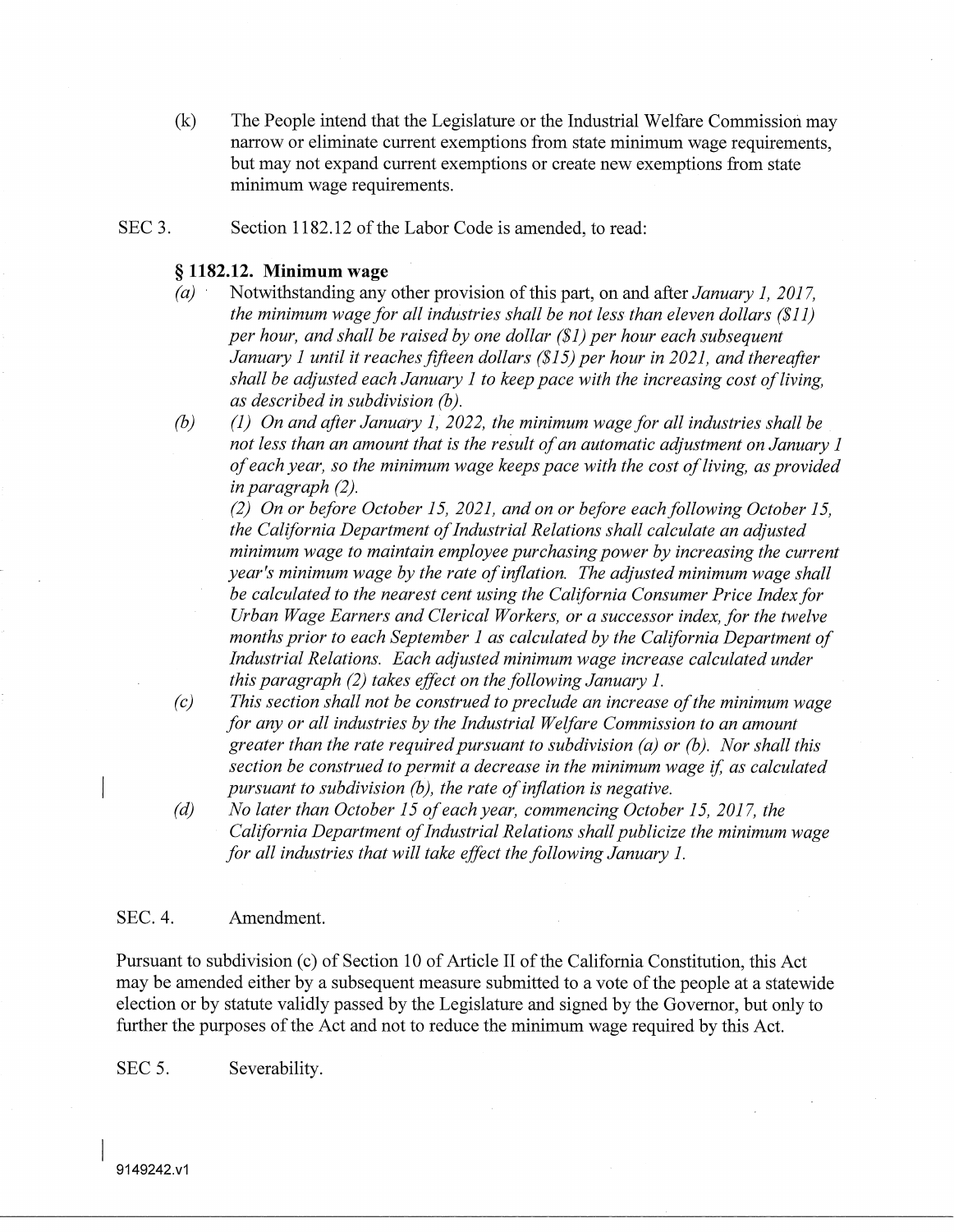(k) The People intend that the Legislature or the Industrial Welfare Commission may narrow or eliminate current exemptions from state minimum wage requirements, but may not expand current exemptions or create new exemptions from state minimum wage requirements.

SEC 3. Section 1182.12 of the Labor Code is amended, to read:

**§ 1182.12. Minimum wage**

*(a)* *Notwithstanding any other provision of this part, on and after January 1, 2017, the minimum wage for all industries shall be not less than eleven dollars ($11) per hour, and shall be raised by one dollar ($1) per hour each subsequent January 1 until it reaches fifteen dollars ($15) per hour in 2021, and thereafter shall be adjusted each January 1 to keep pace with the increasing cost of living, as described in subdivision (b).*

*(b)* *(1) On and after January 1, 2022, the minimum wage for all industries shall be not less than an amount that is the result of an automatic adjustment on January 1 of each year, so the minimum wage keeps pace with the cost of living, as provided in paragraph (2).*

*(2) On or before October 15, 2021, and on or before each following October 15, the California Department of Industrial Relations shall calculate an adjusted minimum wage to maintain employee purchasing power by increasing the current year's minimum wage by the rate of inflation. The adjusted minimum wage shall be calculated to the nearest cent using the California Consumer Price Index for Urban Wage Earners and Clerical Workers, or a successor index, for the twelve months prior to each September 1 as calculated by the California Department of Industrial Relations. Each adjusted minimum wage increase calculated under this paragraph (2) takes effect on the following January 1.*

*(c)* *This section shall not be construed to preclude an increase of the minimum wage for any or all industries by the Industrial Welfare Commission to an amount greater than the rate required pursuant to subdivision (a) or (b). Nor shall this section be construed to permit a decrease in the minimum wage if, as calculated pursuant to subdivision (b), the rate of inflation is negative.*

*(d)* *No later than October 15 of each year, commencing October 15, 2017, the California Department of Industrial Relations shall publicize the minimum wage for all industries that will take effect the following January 1.*

SEC. 4. Amendment.

Pursuant to subdivision (c) of Section 10 of Article II of the California Constitution, this Act may be amended either by a subsequent measure submitted to a vote of the people at a statewide election or by statute validly passed by the Legislature and signed by the Governor, but only to further the purposes of the Act and not to reduce the minimum wage required by this Act.

SEC 5. Severability.

9149242.v1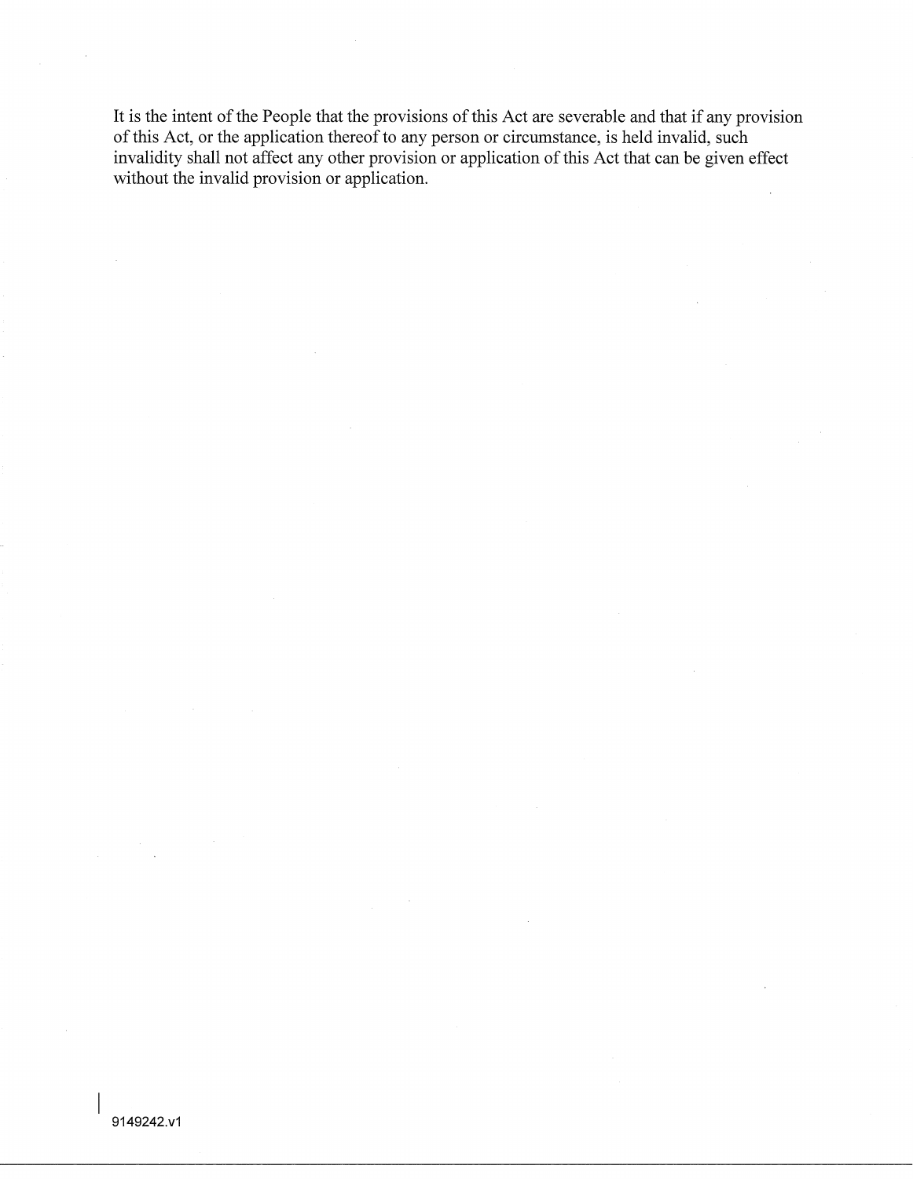It is the intent of the People that the provisions of this Act are severable and that if any provision of this Act, or the application thereof to any person or circumstance, is held invalid, such invalidity shall not affect any other provision or application of this Act that can be given effect without the invalid provision or application.

9149242.v1